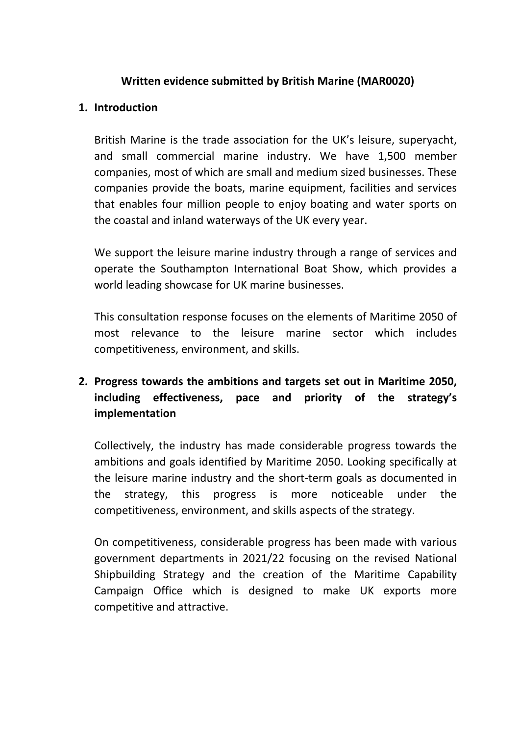**Written evidence submitted by British Marine (MAR0020)**

## 1. Introduction

British Marine is the trade association for the UK's leisure, superyacht, and small commercial marine industry. We have 1,500 member companies, most of which are small and medium sized businesses. These companies provide the boats, marine equipment, facilities and services that enables four million people to enjoy boating and water sports on the coastal and inland waterways of the UK every year.

We support the leisure marine industry through a range of services and operate the Southampton International Boat Show, which provides a world leading showcase for UK marine businesses.

This consultation response focuses on the elements of Maritime 2050 of most relevance to the leisure marine sector which includes competitiveness, environment, and skills.

## 2. Progress towards the ambitions and targets set out in Maritime 2050, including effectiveness, pace and priority of the strategy's implementation

Collectively, the industry has made considerable progress towards the ambitions and goals identified by Maritime 2050. Looking specifically at the leisure marine industry and the short-term goals as documented in the strategy, this progress is more noticeable under the competitiveness, environment, and skills aspects of the strategy.

On competitiveness, considerable progress has been made with various government departments in 2021/22 focusing on the revised National Shipbuilding Strategy and the creation of the Maritime Capability Campaign Office which is designed to make UK exports more competitive and attractive.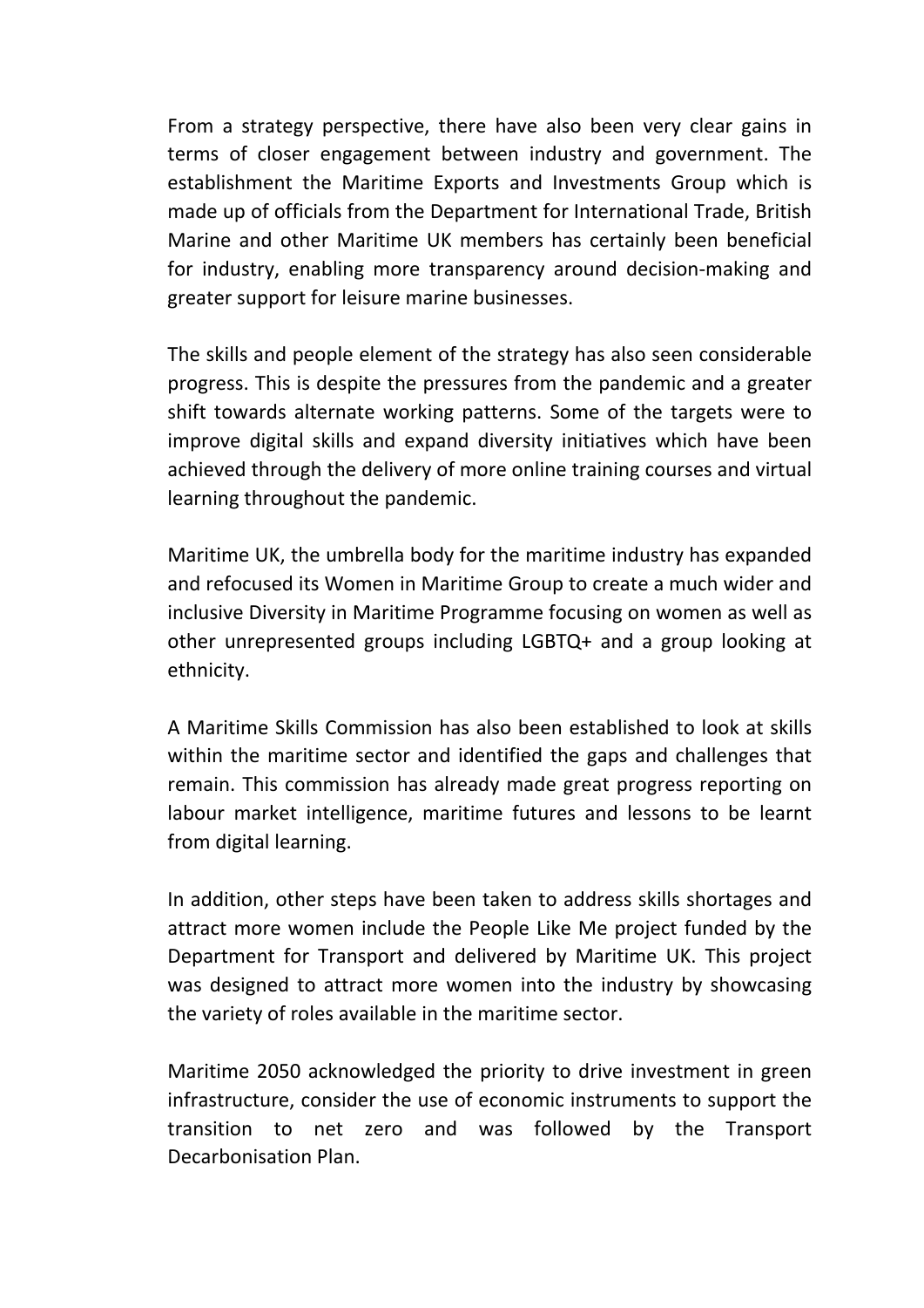From a strategy perspective, there have also been very clear gains in terms of closer engagement between industry and government. The establishment the Maritime Exports and Investments Group which is made up of officials from the Department for International Trade, British Marine and other Maritime UK members has certainly been beneficial for industry, enabling more transparency around decision-making and greater support for leisure marine businesses.

The skills and people element of the strategy has also seen considerable progress. This is despite the pressures from the pandemic and a greater shift towards alternate working patterns. Some of the targets were to improve digital skills and expand diversity initiatives which have been achieved through the delivery of more online training courses and virtual learning throughout the pandemic.

Maritime UK, the umbrella body for the maritime industry has expanded and refocused its Women in Maritime Group to create a much wider and inclusive Diversity in Maritime Programme focusing on women as well as other unrepresented groups including LGBTQ+ and a group looking at ethnicity.

A Maritime Skills Commission has also been established to look at skills within the maritime sector and identified the gaps and challenges that remain. This commission has already made great progress reporting on labour market intelligence, maritime futures and lessons to be learnt from digital learning.

In addition, other steps have been taken to address skills shortages and attract more women include the People Like Me project funded by the Department for Transport and delivered by Maritime UK. This project was designed to attract more women into the industry by showcasing the variety of roles available in the maritime sector.

Maritime 2050 acknowledged the priority to drive investment in green infrastructure, consider the use of economic instruments to support the transition to net zero and was followed by the Transport Decarbonisation Plan.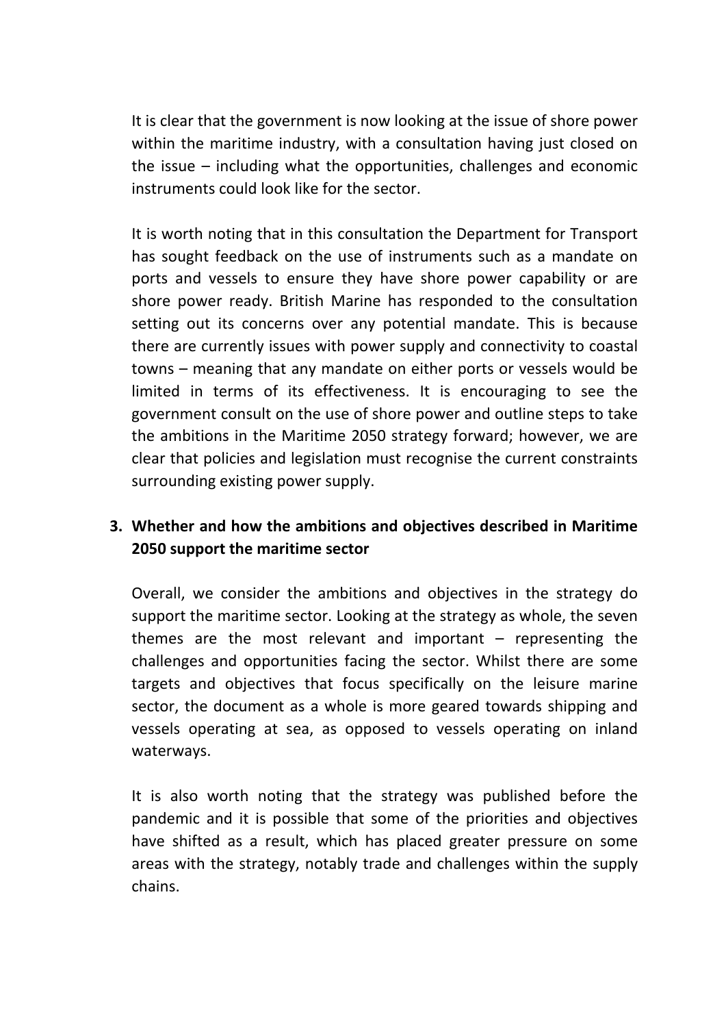It is clear that the government is now looking at the issue of shore power within the maritime industry, with a consultation having just closed on the issue – including what the opportunities, challenges and economic instruments could look like for the sector.

It is worth noting that in this consultation the Department for Transport has sought feedback on the use of instruments such as a mandate on ports and vessels to ensure they have shore power capability or are shore power ready. British Marine has responded to the consultation setting out its concerns over any potential mandate. This is because there are currently issues with power supply and connectivity to coastal towns – meaning that any mandate on either ports or vessels would be limited in terms of its effectiveness. It is encouraging to see the government consult on the use of shore power and outline steps to take the ambitions in the Maritime 2050 strategy forward; however, we are clear that policies and legislation must recognise the current constraints surrounding existing power supply.

3. **Whether and how the ambitions and objectives described in Maritime 2050 support the maritime sector**

Overall, we consider the ambitions and objectives in the strategy do support the maritime sector. Looking at the strategy as whole, the seven themes are the most relevant and important – representing the challenges and opportunities facing the sector. Whilst there are some targets and objectives that focus specifically on the leisure marine sector, the document as a whole is more geared towards shipping and vessels operating at sea, as opposed to vessels operating on inland waterways.

It is also worth noting that the strategy was published before the pandemic and it is possible that some of the priorities and objectives have shifted as a result, which has placed greater pressure on some areas with the strategy, notably trade and challenges within the supply chains.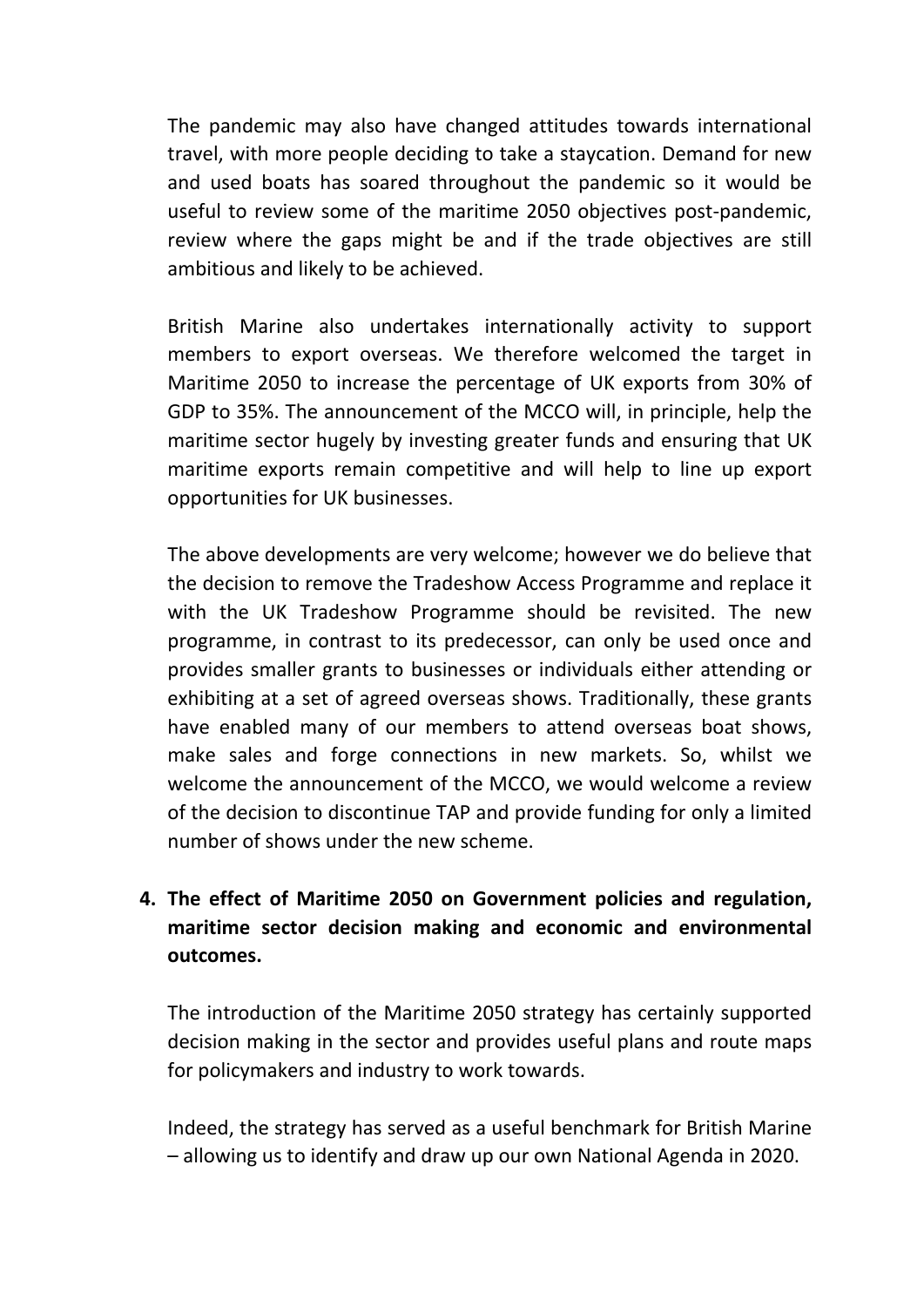The pandemic may also have changed attitudes towards international travel, with more people deciding to take a staycation. Demand for new and used boats has soared throughout the pandemic so it would be useful to review some of the maritime 2050 objectives post-pandemic, review where the gaps might be and if the trade objectives are still ambitious and likely to be achieved.

British Marine also undertakes internationally activity to support members to export overseas. We therefore welcomed the target in Maritime 2050 to increase the percentage of UK exports from 30% of GDP to 35%. The announcement of the MCCO will, in principle, help the maritime sector hugely by investing greater funds and ensuring that UK maritime exports remain competitive and will help to line up export opportunities for UK businesses.

The above developments are very welcome; however we do believe that the decision to remove the Tradeshow Access Programme and replace it with the UK Tradeshow Programme should be revisited. The new programme, in contrast to its predecessor, can only be used once and provides smaller grants to businesses or individuals either attending or exhibiting at a set of agreed overseas shows. Traditionally, these grants have enabled many of our members to attend overseas boat shows, make sales and forge connections in new markets. So, whilst we welcome the announcement of the MCCO, we would welcome a review of the decision to discontinue TAP and provide funding for only a limited number of shows under the new scheme.

4. **The effect of Maritime 2050 on Government policies and regulation, maritime sector decision making and economic and environmental outcomes.**

The introduction of the Maritime 2050 strategy has certainly supported decision making in the sector and provides useful plans and route maps for policymakers and industry to work towards.

Indeed, the strategy has served as a useful benchmark for British Marine – allowing us to identify and draw up our own National Agenda in 2020.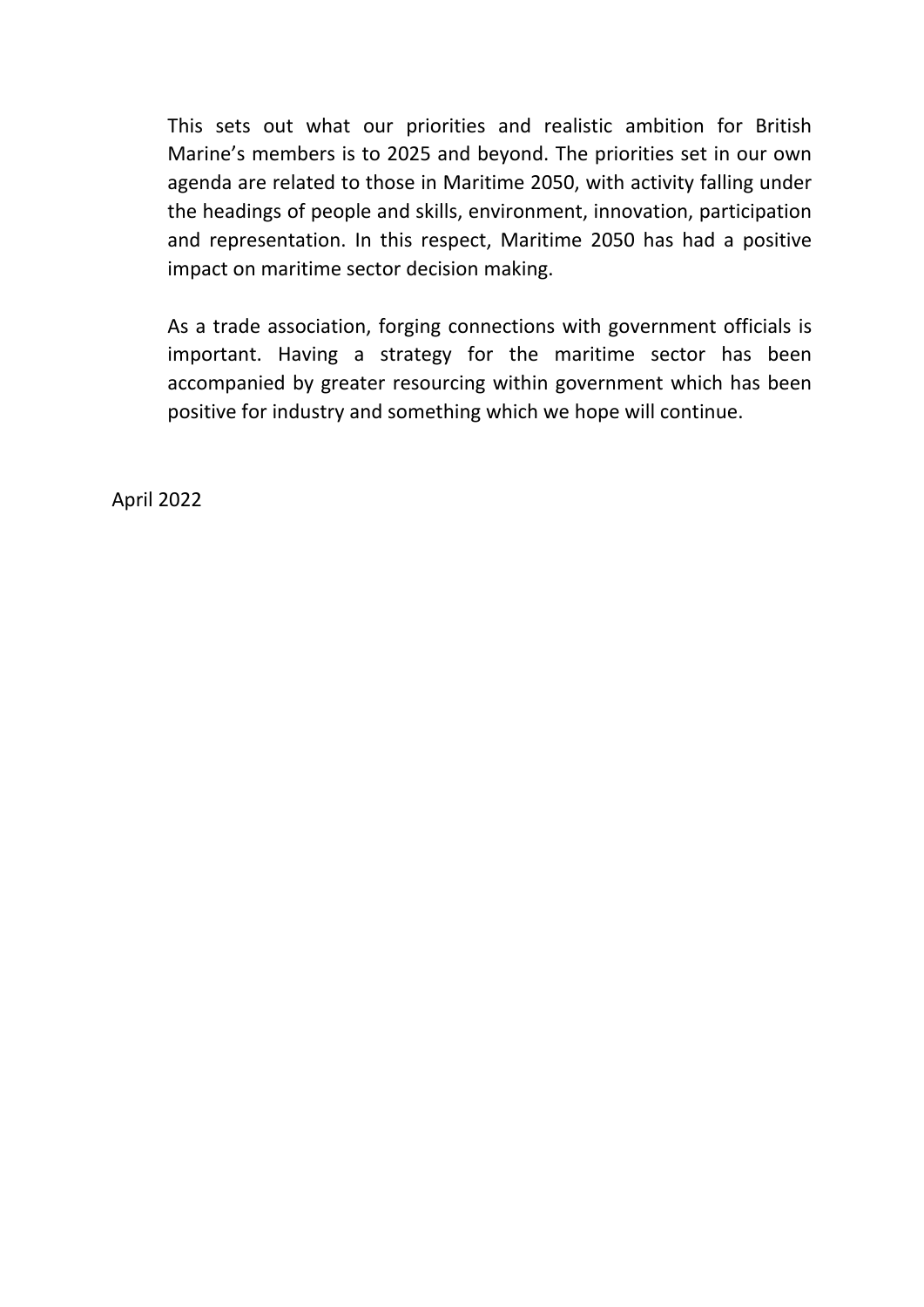This sets out what our priorities and realistic ambition for British Marine's members is to 2025 and beyond. The priorities set in our own agenda are related to those in Maritime 2050, with activity falling under the headings of people and skills, environment, innovation, participation and representation. In this respect, Maritime 2050 has had a positive impact on maritime sector decision making.

As a trade association, forging connections with government officials is important. Having a strategy for the maritime sector has been accompanied by greater resourcing within government which has been positive for industry and something which we hope will continue.

April 2022